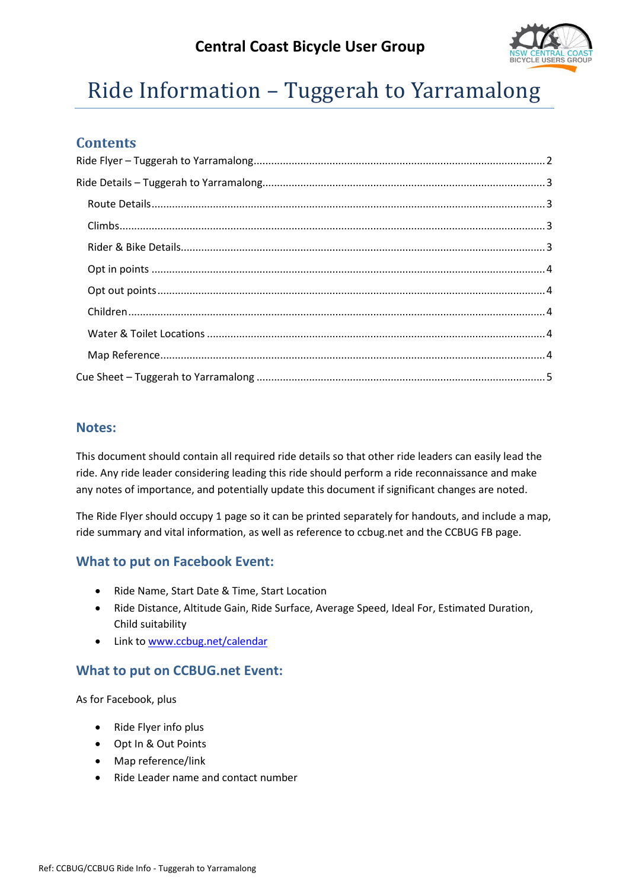# Central Coast Bicycle User Group

# Ride Information – Tuggerah to Yarramalong

## Contents

- Ride Flyer – Tuggerah to Yarramalong ........ 2
- Ride Details – Tuggerah to Yarramalong ........ 3
  - Route Details ........ 3
  - Climbs ........ 3
  - Rider & Bike Details ........ 3
  - Opt in points ........ 4
  - Opt out points ........ 4
  - Children ........ 4
  - Water & Toilet Locations ........ 4
  - Map Reference ........ 4
- Cue Sheet – Tuggerah to Yarramalong ........ 5

## Notes:

This document should contain all required ride details so that other ride leaders can easily lead the ride. Any ride leader considering leading this ride should perform a ride reconnaissance and make any notes of importance, and potentially update this document if significant changes are noted.

The Ride Flyer should occupy 1 page so it can be printed separately for handouts, and include a map, ride summary and vital information, as well as reference to ccbug.net and the CCBUG FB page.

## What to put on Facebook Event:

- Ride Name, Start Date & Time, Start Location
- Ride Distance, Altitude Gain, Ride Surface, Average Speed, Ideal For, Estimated Duration, Child suitability
- Link to www.ccbug.net/calendar

## What to put on CCBUG.net Event:

As for Facebook, plus

- Ride Flyer info plus
- Opt In & Out Points
- Map reference/link
- Ride Leader name and contact number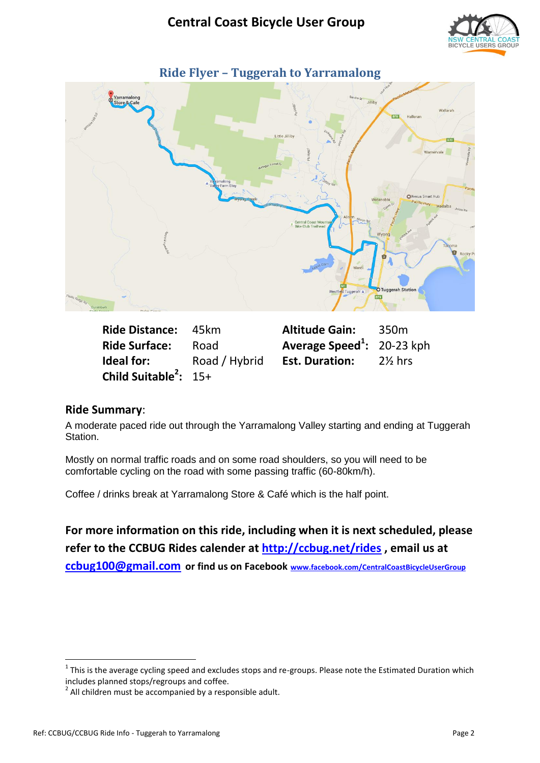# Central Coast Bicycle User Group

## Ride Flyer – Tuggerah to Yarramalong

| **Ride Distance:** | 45km | **Altitude Gain:** | 350m |
|---|---|---|---|
| **Ride Surface:** | Road | **Average Speed[1]:** | 20-23 kph |
| **Ideal for:** | Road / Hybrid | **Est. Duration:** | 2½ hrs |
| **Child Suitable[2]:** | 15+ | | |

### Ride Summary:

A moderate paced ride out through the Yarramalong Valley starting and ending at Tuggerah Station.

Mostly on normal traffic roads and on some road shoulders, so you will need to be comfortable cycling on the road with some passing traffic (60-80km/h).

Coffee / drinks break at Yarramalong Store & Café which is the half point.

**For more information on this ride, including when it is next scheduled, please refer to the CCBUG Rides calender at [http://ccbug.net/rides](http://ccbug.net/rides) , email us at [ccbug100@gmail.com](mailto:ccbug100@gmail.com) or find us on Facebook [www.facebook.com/CentralCoastBicycleUserGroup](http://www.facebook.com/CentralCoastBicycleUserGroup)**

---

[1] This is the average cycling speed and excludes stops and re-groups. Please note the Estimated Duration which includes planned stops/regroups and coffee.

[2] All children must be accompanied by a responsible adult.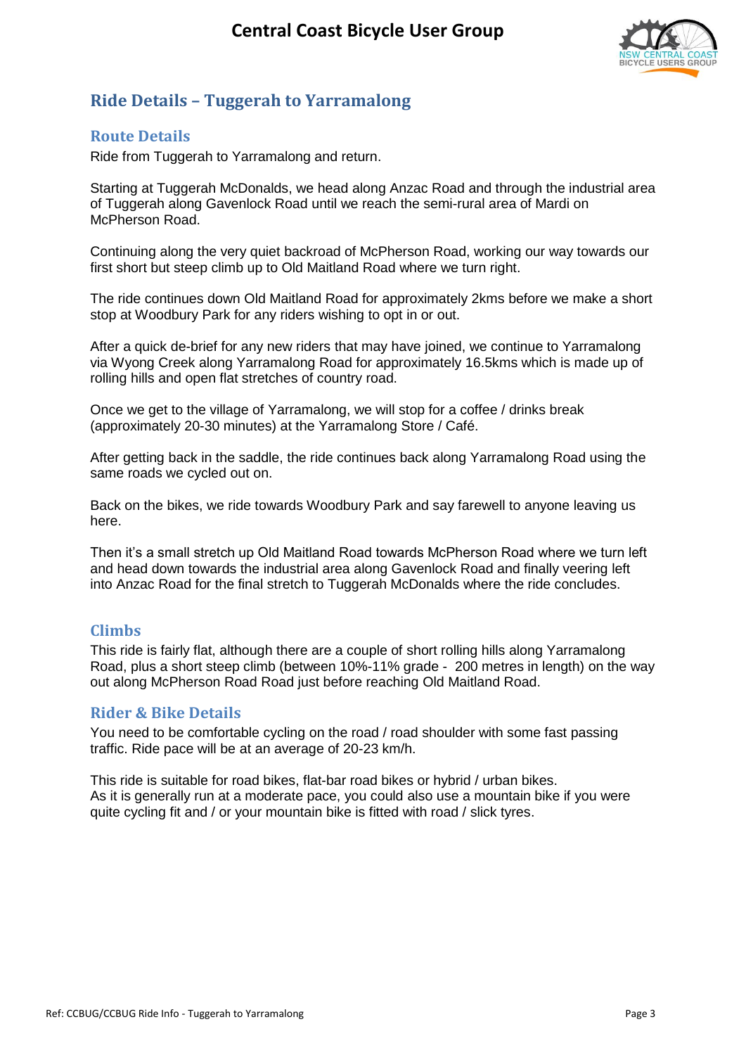## Ride Details – Tuggerah to Yarramalong

### Route Details

Ride from Tuggerah to Yarramalong and return.

Starting at Tuggerah McDonalds, we head along Anzac Road and through the industrial area of Tuggerah along Gavenlock Road until we reach the semi-rural area of Mardi on McPherson Road.

Continuing along the very quiet backroad of McPherson Road, working our way towards our first short but steep climb up to Old Maitland Road where we turn right.

The ride continues down Old Maitland Road for approximately 2kms before we make a short stop at Woodbury Park for any riders wishing to opt in or out.

After a quick de-brief for any new riders that may have joined, we continue to Yarramalong via Wyong Creek along Yarramalong Road for approximately 16.5kms which is made up of rolling hills and open flat stretches of country road.

Once we get to the village of Yarramalong, we will stop for a coffee / drinks break (approximately 20-30 minutes) at the Yarramalong Store / Café.

After getting back in the saddle, the ride continues back along Yarramalong Road using the same roads we cycled out on.

Back on the bikes, we ride towards Woodbury Park and say farewell to anyone leaving us here.

Then it's a small stretch up Old Maitland Road towards McPherson Road where we turn left and head down towards the industrial area along Gavenlock Road and finally veering left into Anzac Road for the final stretch to Tuggerah McDonalds where the ride concludes.

### Climbs

This ride is fairly flat, although there are a couple of short rolling hills along Yarramalong Road, plus a short steep climb (between 10%-11% grade - 200 metres in length) on the way out along McPherson Road Road just before reaching Old Maitland Road.

### Rider & Bike Details

You need to be comfortable cycling on the road / road shoulder with some fast passing traffic. Ride pace will be at an average of 20-23 km/h.

This ride is suitable for road bikes, flat-bar road bikes or hybrid / urban bikes.
As it is generally run at a moderate pace, you could also use a mountain bike if you were quite cycling fit and / or your mountain bike is fitted with road / slick tyres.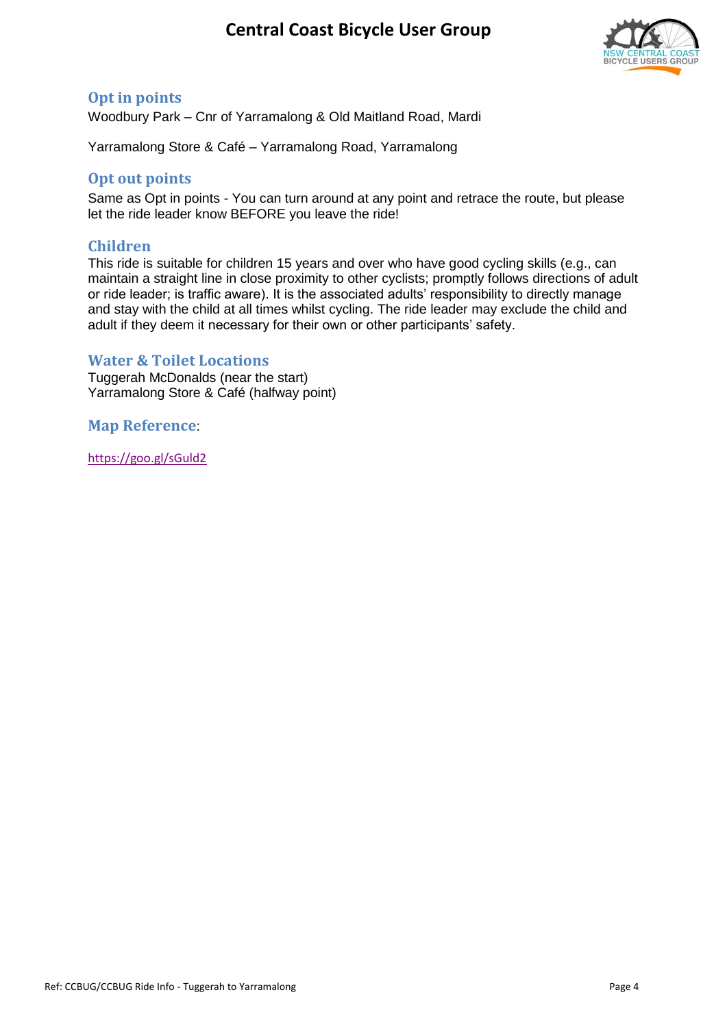## Opt in points

Woodbury Park – Cnr of Yarramalong & Old Maitland Road, Mardi

Yarramalong Store & Café – Yarramalong Road, Yarramalong

## Opt out points

Same as Opt in points - You can turn around at any point and retrace the route, but please let the ride leader know BEFORE you leave the ride!

## Children

This ride is suitable for children 15 years and over who have good cycling skills (e.g., can maintain a straight line in close proximity to other cyclists; promptly follows directions of adult or ride leader; is traffic aware). It is the associated adults' responsibility to directly manage and stay with the child at all times whilst cycling. The ride leader may exclude the child and adult if they deem it necessary for their own or other participants' safety.

## Water & Toilet Locations

Tuggerah McDonalds (near the start)
Yarramalong Store & Café (halfway point)

## Map Reference:

https://goo.gl/sGuld2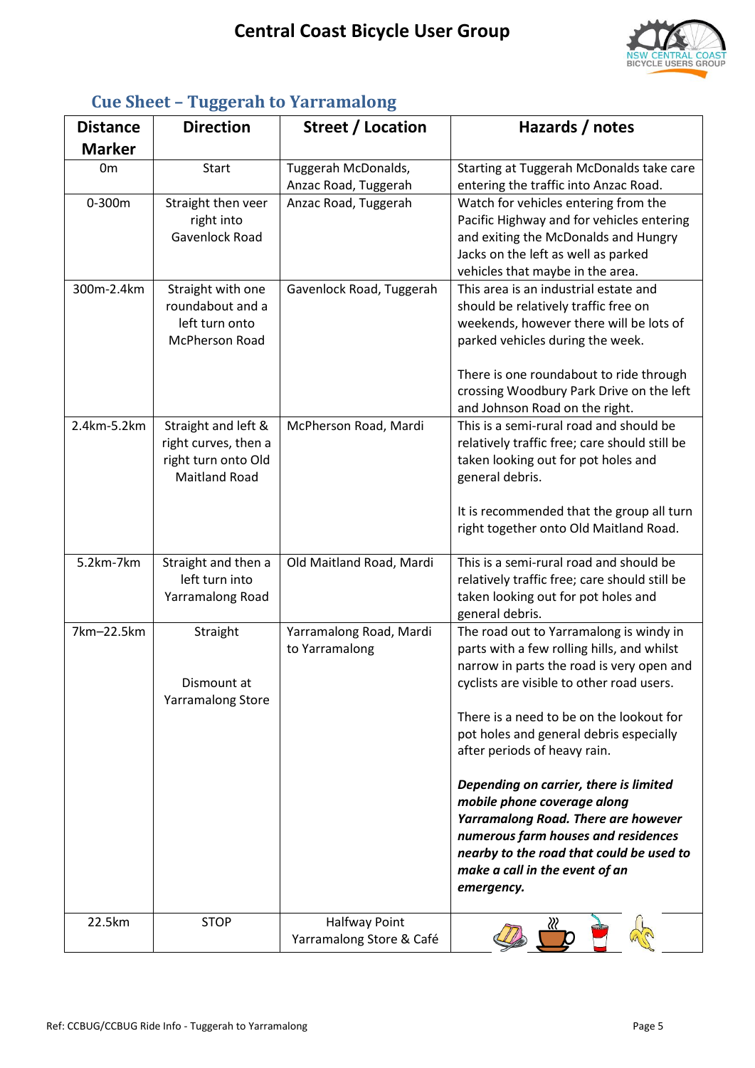# Central Coast Bicycle User Group

## Cue Sheet – Tuggerah to Yarramalong

| Distance Marker | Direction | Street / Location | Hazards / notes |
|---|---|---|---|
| 0m | Start | Tuggerah McDonalds, Anzac Road, Tuggerah | Starting at Tuggerah McDonalds take care entering the traffic into Anzac Road. |
| 0-300m | Straight then veer right into Gavenlock Road | Anzac Road, Tuggerah | Watch for vehicles entering from the Pacific Highway and for vehicles entering and exiting the McDonalds and Hungry Jacks on the left as well as parked vehicles that maybe in the area. |
| 300m-2.4km | Straight with one roundabout and a left turn onto McPherson Road | Gavenlock Road, Tuggerah | This area is an industrial estate and should be relatively traffic free on weekends, however there will be lots of parked vehicles during the week.<br><br>There is one roundabout to ride through crossing Woodbury Park Drive on the left and Johnson Road on the right. |
| 2.4km-5.2km | Straight and left & right curves, then a right turn onto Old Maitland Road | McPherson Road, Mardi | This is a semi-rural road and should be relatively traffic free; care should still be taken looking out for pot holes and general debris.<br><br>It is recommended that the group all turn right together onto Old Maitland Road. |
| 5.2km-7km | Straight and then a left turn into Yarramalong Road | Old Maitland Road, Mardi | This is a semi-rural road and should be relatively traffic free; care should still be taken looking out for pot holes and general debris. |
| 7km–22.5km | Straight<br><br>Dismount at Yarramalong Store | Yarramalong Road, Mardi to Yarramalong | The road out to Yarramalong is windy in parts with a few rolling hills, and whilst narrow in parts the road is very open and cyclists are visible to other road users.<br><br>There is a need to be on the lookout for pot holes and general debris especially after periods of heavy rain.<br><br>***Depending on carrier, there is limited mobile phone coverage along Yarramalong Road. There are however numerous farm houses and residences nearby to the road that could be used to make a call in the event of an emergency.*** |
| 22.5km | STOP | Halfway Point Yarramalong Store & Café | |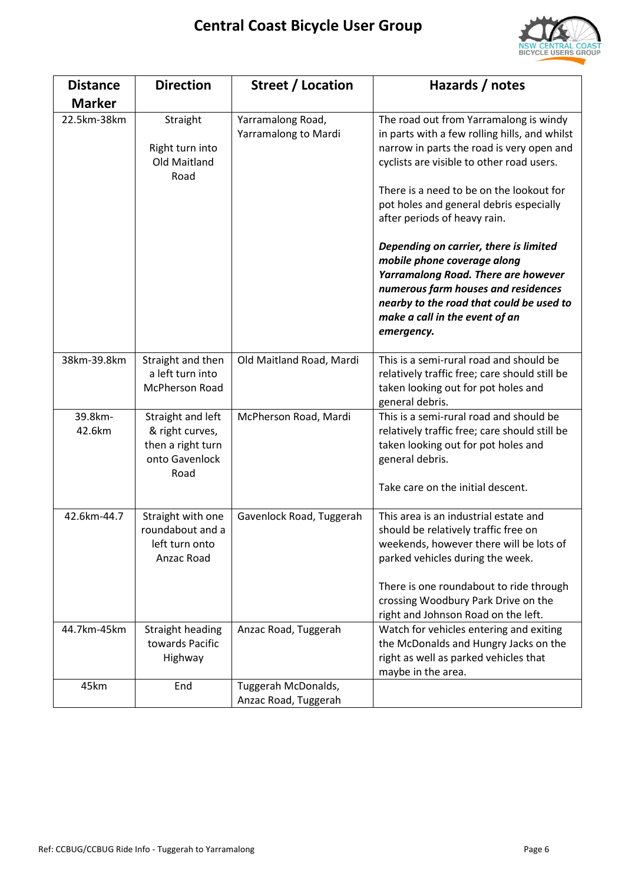# Central Coast Bicycle User Group

| Distance Marker | Direction | Street / Location | Hazards / notes |
|---|---|---|---|
| 22.5km-38km | Straight<br><br>Right turn into Old Maitland Road | Yarramalong Road, Yarramalong to Mardi | The road out from Yarramalong is windy in parts with a few rolling hills, and whilst narrow in parts the road is very open and cyclists are visible to other road users.<br><br>There is a need to be on the lookout for pot holes and general debris especially after periods of heavy rain.<br><br>***Depending on carrier, there is limited mobile phone coverage along Yarramalong Road. There are however numerous farm houses and residences nearby to the road that could be used to make a call in the event of an emergency.*** |
| 38km-39.8km | Straight and then a left turn into McPherson Road | Old Maitland Road, Mardi | This is a semi-rural road and should be relatively traffic free; care should still be taken looking out for pot holes and general debris. |
| 39.8km-42.6km | Straight and left & right curves, then a right turn onto Gavenlock Road | McPherson Road, Mardi | This is a semi-rural road and should be relatively traffic free; care should still be taken looking out for pot holes and general debris.<br><br>Take care on the initial descent. |
| 42.6km-44.7 | Straight with one roundabout and a left turn onto Anzac Road | Gavenlock Road, Tuggerah | This area is an industrial estate and should be relatively traffic free on weekends, however there will be lots of parked vehicles during the week.<br><br>There is one roundabout to ride through crossing Woodbury Park Drive on the right and Johnson Road on the left. |
| 44.7km-45km | Straight heading towards Pacific Highway | Anzac Road, Tuggerah | Watch for vehicles entering and exiting the McDonalds and Hungry Jacks on the right as well as parked vehicles that maybe in the area. |
| 45km | End | Tuggerah McDonalds, Anzac Road, Tuggerah | |